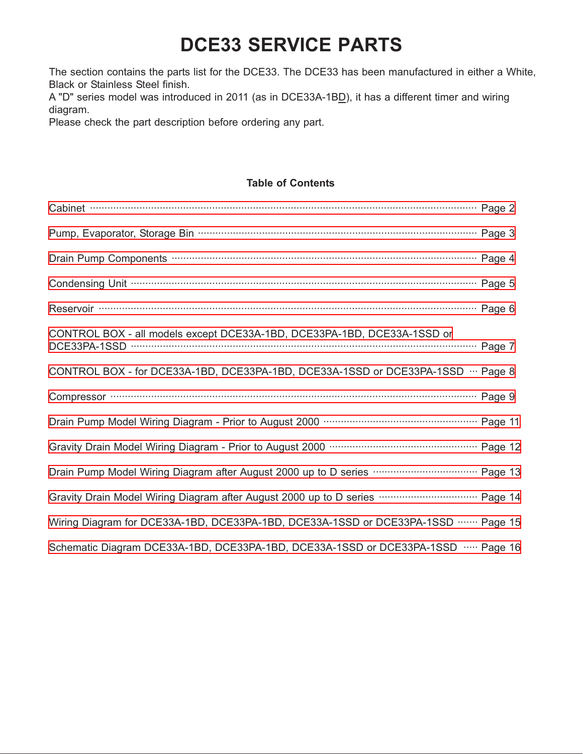# DCE33 SERVICE PARTS

The section contains the parts list for the DCE33. The DCE33 has been manufactured in either a White, Black or Stainless Steel finish.
A "D" series model was introduced in 2011 (as in DCE33A-1BD), it has a different timer and wiring diagram.
Please check the part description before ordering any part.

**Table of Contents**

Cabinet ........ Page 2

Pump, Evaporator, Storage Bin ........ Page 3

Drain Pump Components ........ Page 4

Condensing Unit ........ Page 5

Reservoir ........ Page 6

CONTROL BOX - all models except DCE33A-1BD, DCE33PA-1BD, DCE33A-1SSD or DCE33PA-1SSD ........ Page 7

CONTROL BOX - for DCE33A-1BD, DCE33PA-1BD, DCE33A-1SSD or DCE33PA-1SSD ... Page 8

Compressor ........ Page 9

Drain Pump Model Wiring Diagram - Prior to August 2000 ........ Page 11

Gravity Drain Model Wiring Diagram - Prior to August 2000 ........ Page 12

Drain Pump Model Wiring Diagram after August 2000 up to D series ........ Page 13

Gravity Drain Model Wiring Diagram after August 2000 up to D series ........ Page 14

Wiring Diagram for DCE33A-1BD, DCE33PA-1BD, DCE33A-1SSD or DCE33PA-1SSD ....... Page 15

Schematic Diagram DCE33A-1BD, DCE33PA-1BD, DCE33A-1SSD or DCE33PA-1SSD ..... Page 16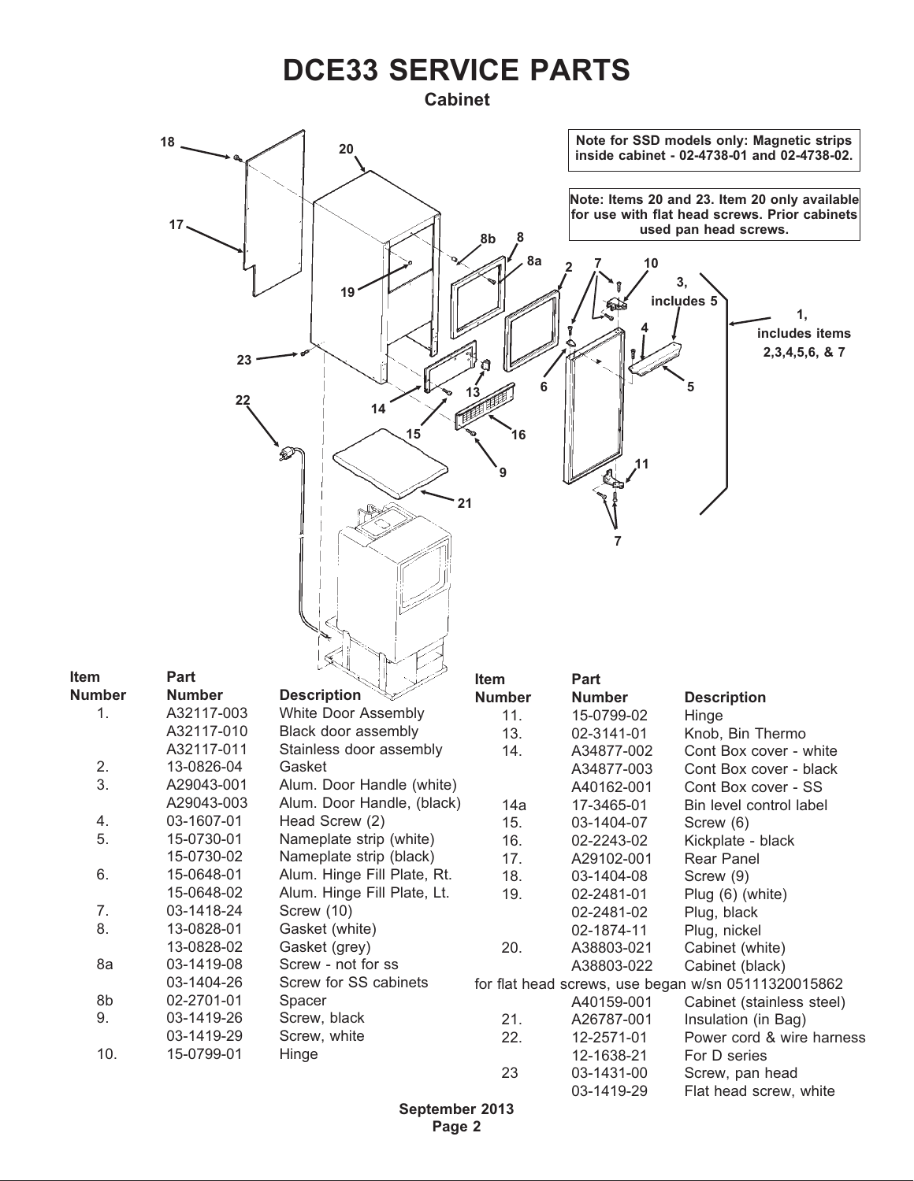# DCE33 SERVICE PARTS

## Cabinet

**Note for SSD models only: Magnetic strips inside cabinet - 02-4738-01 and 02-4738-02.**

**Note: Items 20 and 23. Item 20 only available for use with flat head screws. Prior cabinets used pan head screws.**

| Item Number | Part Number | Description |
|---|---|---|
| 1. | A32117-003 | White Door Assembly |
| | A32117-010 | Black door assembly |
| | A32117-011 | Stainless door assembly |
| 2. | 13-0826-04 | Gasket |
| 3. | A29043-001 | Alum. Door Handle (white) |
| | A29043-003 | Alum. Door Handle, (black) |
| 4. | 03-1607-01 | Head Screw (2) |
| 5. | 15-0730-01 | Nameplate strip (white) |
| | 15-0730-02 | Nameplate strip (black) |
| 6. | 15-0648-01 | Alum. Hinge Fill Plate, Rt. |
| | 15-0648-02 | Alum. Hinge Fill Plate, Lt. |
| 7. | 03-1418-24 | Screw (10) |
| 8. | 13-0828-01 | Gasket (white) |
| | 13-0828-02 | Gasket (grey) |
| 8a | 03-1419-08 | Screw - not for ss |
| | 03-1404-26 | Screw for SS cabinets |
| 8b | 02-2701-01 | Spacer |
| 9. | 03-1419-26 | Screw, black |
| | 03-1419-29 | Screw, white |
| 10. | 15-0799-01 | Hinge |
| 11. | 15-0799-02 | Hinge |
| 13. | 02-3141-01 | Knob, Bin Thermo |
| 14. | A34877-002 | Cont Box cover - white |
| | A34877-003 | Cont Box cover - black |
| | A40162-001 | Cont Box cover - SS |
| 14a | 17-3465-01 | Bin level control label |
| 15. | 03-1404-07 | Screw (6) |
| 16. | 02-2243-02 | Kickplate - black |
| 17. | A29102-001 | Rear Panel |
| 18. | 03-1404-08 | Screw (9) |
| 19. | 02-2481-01 | Plug (6) (white) |
| | 02-2481-02 | Plug, black |
| | 02-1874-11 | Plug, nickel |
| 20. | A38803-021 | Cabinet (white) |
| | A38803-022 | Cabinet (black) |
| for flat head screws, use began w/sn 05111320015862 | | |
| | A40159-001 | Cabinet (stainless steel) |
| 21. | A26787-001 | Insulation (in Bag) |
| 22. | 12-2571-01 | Power cord & wire harness |
| | 12-1638-21 | For D series |
| 23 | 03-1431-00 | Screw, pan head |
| | 03-1419-29 | Flat head screw, white |

September 2013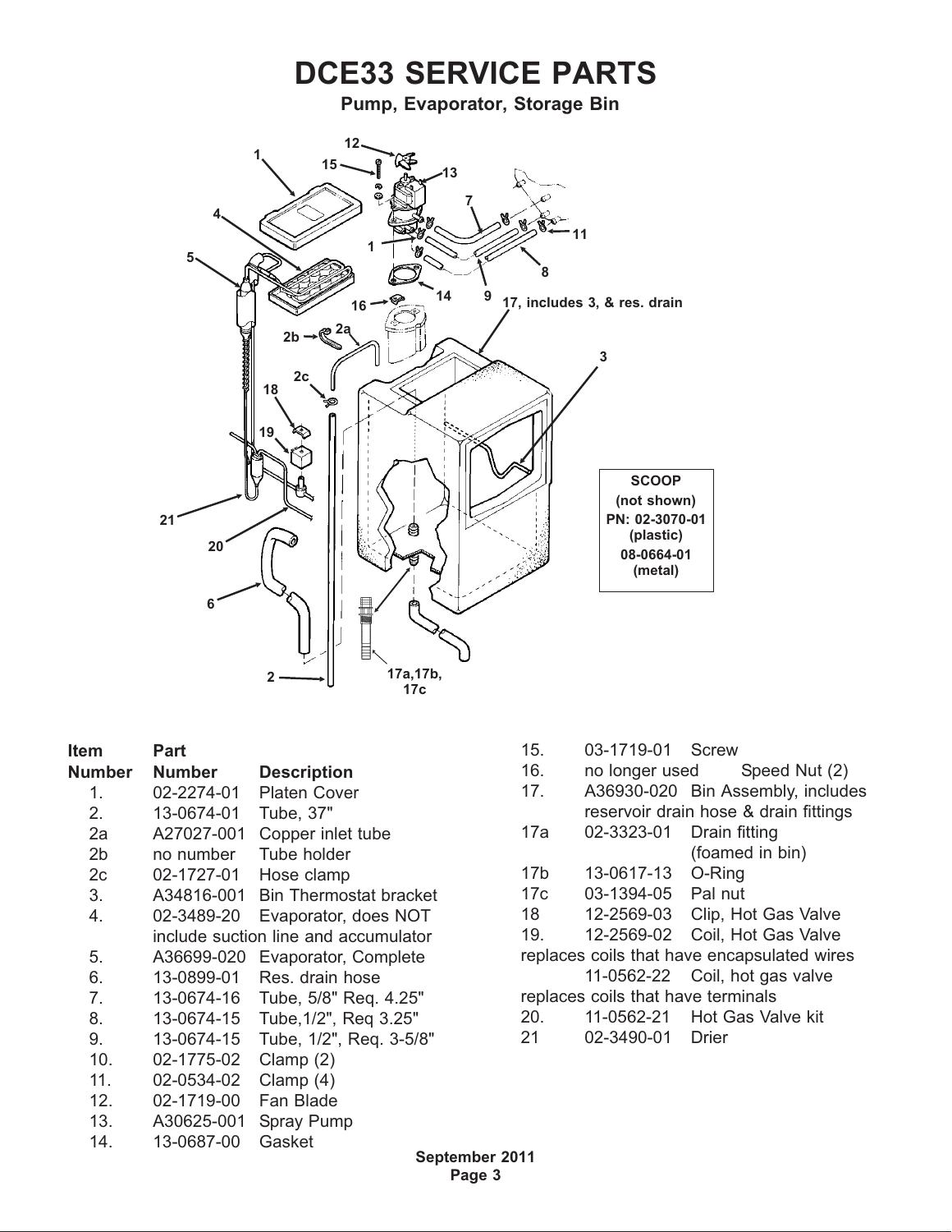# DCE33 SERVICE PARTS

**Pump, Evaporator, Storage Bin**

**SCOOP**
**(not shown)**
**PN: 02-3070-01 (plastic)**
**08-0664-01 (metal)**

| Item Number | Part Number | Description |
|---|---|---|
| 1. | 02-2274-01 | Platen Cover |
| 2. | 13-0674-01 | Tube, 37" |
| 2a | A27027-001 | Copper inlet tube |
| 2b | no number | Tube holder |
| 2c | 02-1727-01 | Hose clamp |
| 3. | A34816-001 | Bin Thermostat bracket |
| 4. | 02-3489-20 | Evaporator, does NOT include suction line and accumulator |
| 5. | A36699-020 | Evaporator, Complete |
| 6. | 13-0899-01 | Res. drain hose |
| 7. | 13-0674-16 | Tube, 5/8" Req. 4.25" |
| 8. | 13-0674-15 | Tube,1/2", Req 3.25" |
| 9. | 13-0674-15 | Tube, 1/2", Req. 3-5/8" |
| 10. | 02-1775-02 | Clamp (2) |
| 11. | 02-0534-02 | Clamp (4) |
| 12. | 02-1719-00 | Fan Blade |
| 13. | A30625-001 | Spray Pump |
| 14. | 13-0687-00 | Gasket |
| 15. | 03-1719-01 | Screw |
| 16. | no longer used | Speed Nut (2) |
| 17. | A36930-020 | Bin Assembly, includes reservoir drain hose & drain fittings |
| 17a | 02-3323-01 | Drain fitting (foamed in bin) |
| 17b | 13-0617-13 | O-Ring |
| 17c | 03-1394-05 | Pal nut |
| 18 | 12-2569-03 | Clip, Hot Gas Valve |
| 19. | 12-2569-02 | Coil, Hot Gas Valve replaces coils that have encapsulated wires |
| | 11-0562-22 | Coil, hot gas valve replaces coils that have terminals |
| 20. | 11-0562-21 | Hot Gas Valve kit |
| 21 | 02-3490-01 | Drier |

September 2011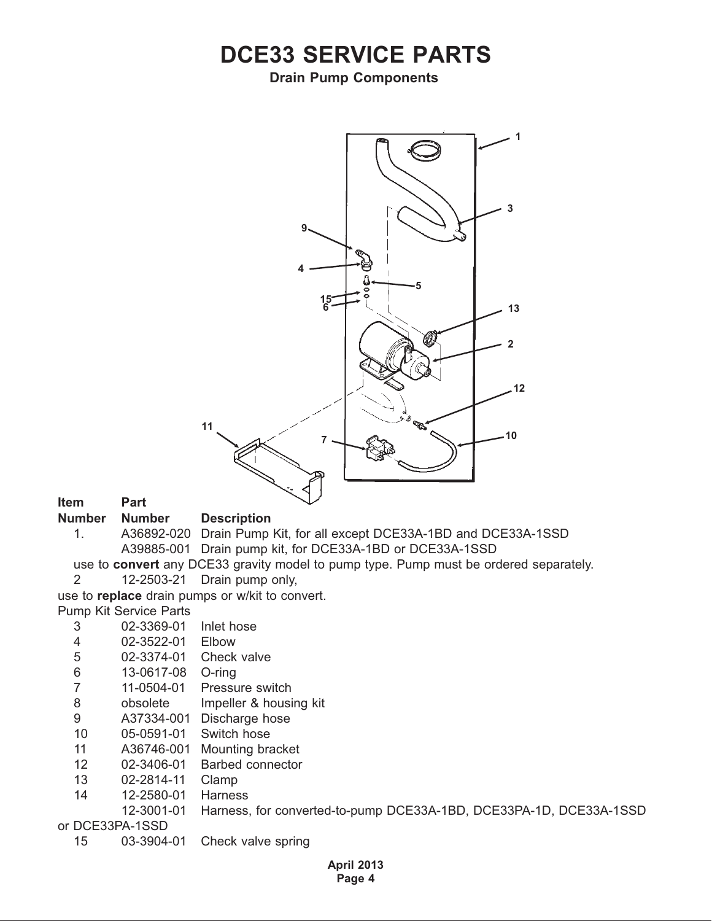# DCE33 SERVICE PARTS

## Drain Pump Components

| Item Number | Part Number | Description |
|---|---|---|
| 1. | A36892-020 | Drain Pump Kit, for all except DCE33A-1BD and DCE33A-1SSD |
| | A39885-001 | Drain pump kit, for DCE33A-1BD or DCE33A-1SSD |

use to **convert** any DCE33 gravity model to pump type. Pump must be ordered separately.

| Item Number | Part Number | Description |
|---|---|---|
| 2 | 12-2503-21 | Drain pump only, |

use to **replace** drain pumps or w/kit to convert.

Pump Kit Service Parts

| Item Number | Part Number | Description |
|---|---|---|
| 3 | 02-3369-01 | Inlet hose |
| 4 | 02-3522-01 | Elbow |
| 5 | 02-3374-01 | Check valve |
| 6 | 13-0617-08 | O-ring |
| 7 | 11-0504-01 | Pressure switch |
| 8 | obsolete | Impeller & housing kit |
| 9 | A37334-001 | Discharge hose |
| 10 | 05-0591-01 | Switch hose |
| 11 | A36746-001 | Mounting bracket |
| 12 | 02-3406-01 | Barbed connector |
| 13 | 02-2814-11 | Clamp |
| 14 | 12-2580-01 | Harness |
| | 12-3001-01 | Harness, for converted-to-pump DCE33A-1BD, DCE33PA-1D, DCE33A-1SSD or DCE33PA-1SSD |
| 15 | 03-3904-01 | Check valve spring |

April 2013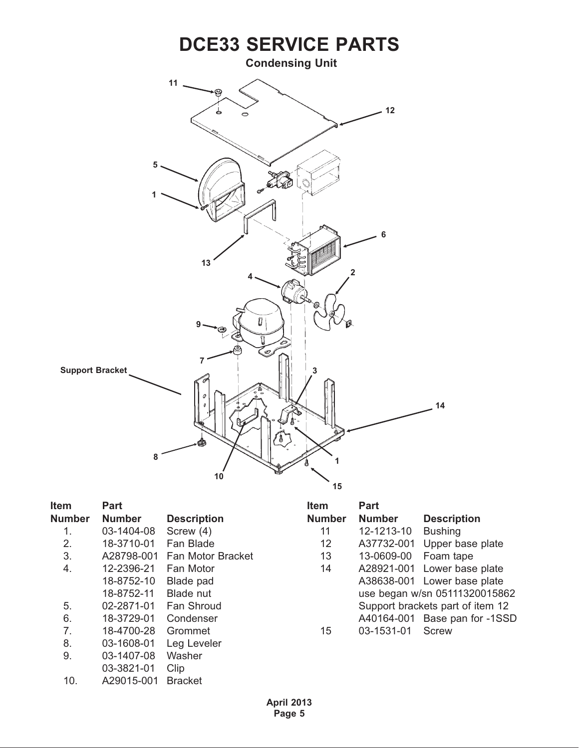# DCE33 SERVICE PARTS

## Condensing Unit

| Item Number | Part Number | Description |
|---|---|---|
| 1. | 03-1404-08 | Screw (4) |
| 2. | 18-3710-01 | Fan Blade |
| 3. | A28798-001 | Fan Motor Bracket |
| 4. | 12-2396-21 | Fan Motor |
| | 18-8752-10 | Blade pad |
| | 18-8752-11 | Blade nut |
| 5. | 02-2871-01 | Fan Shroud |
| 6. | 18-3729-01 | Condenser |
| 7. | 18-4700-28 | Grommet |
| 8. | 03-1608-01 | Leg Leveler |
| 9. | 03-1407-08 | Washer |
| | 03-3821-01 | Clip |
| 10. | A29015-001 | Bracket |

| Item Number | Part Number | Description |
|---|---|---|
| 11 | 12-1213-10 | Bushing |
| 12 | A37732-001 | Upper base plate |
| 13 | 13-0609-00 | Foam tape |
| 14 | A28921-001 | Lower base plate |
| | A38638-001 | Lower base plate |
| | use began w/sn 05111320015862 | |
| | Support brackets part of item 12 | |
| | A40164-001 | Base pan for -1SSD |
| 15 | 03-1531-01 | Screw |

April 2013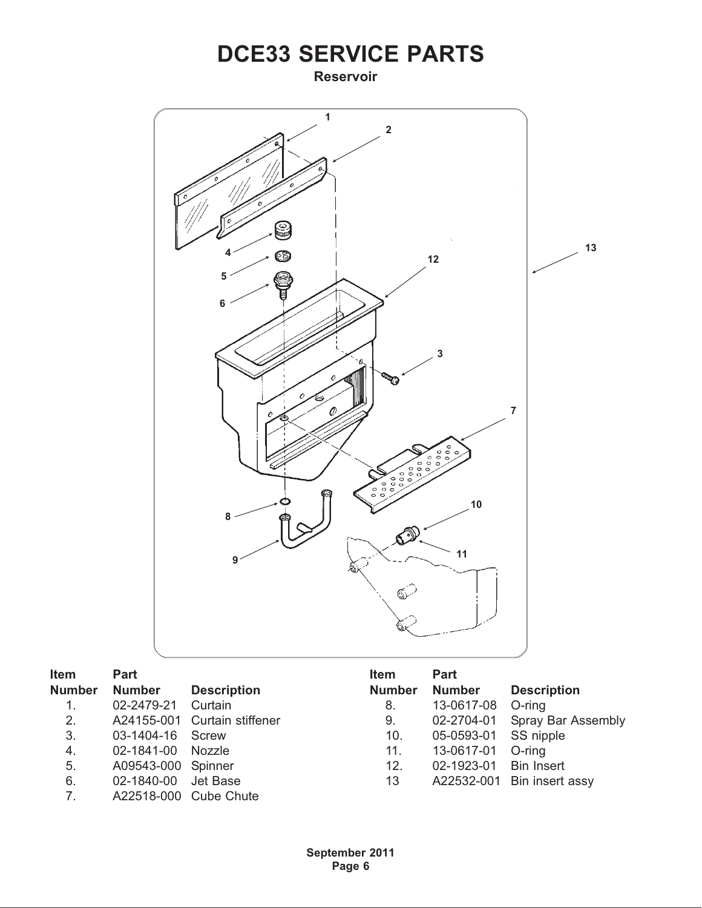# DCE33 SERVICE PARTS

**Reservoir**

| Item Number | Part Number | Description |
|---|---|---|
| 1. | 02-2479-21 | Curtain |
| 2. | A24155-001 | Curtain stiffener |
| 3. | 03-1404-16 | Screw |
| 4. | 02-1841-00 | Nozzle |
| 5. | A09543-000 | Spinner |
| 6. | 02-1840-00 | Jet Base |
| 7. | A22518-000 | Cube Chute |
| 8. | 13-0617-08 | O-ring |
| 9. | 02-2704-01 | Spray Bar Assembly |
| 10. | 05-0593-01 | SS nipple |
| 11. | 13-0617-01 | O-ring |
| 12. | 02-1923-01 | Bin Insert |
| 13 | A22532-001 | Bin insert assy |

September 2011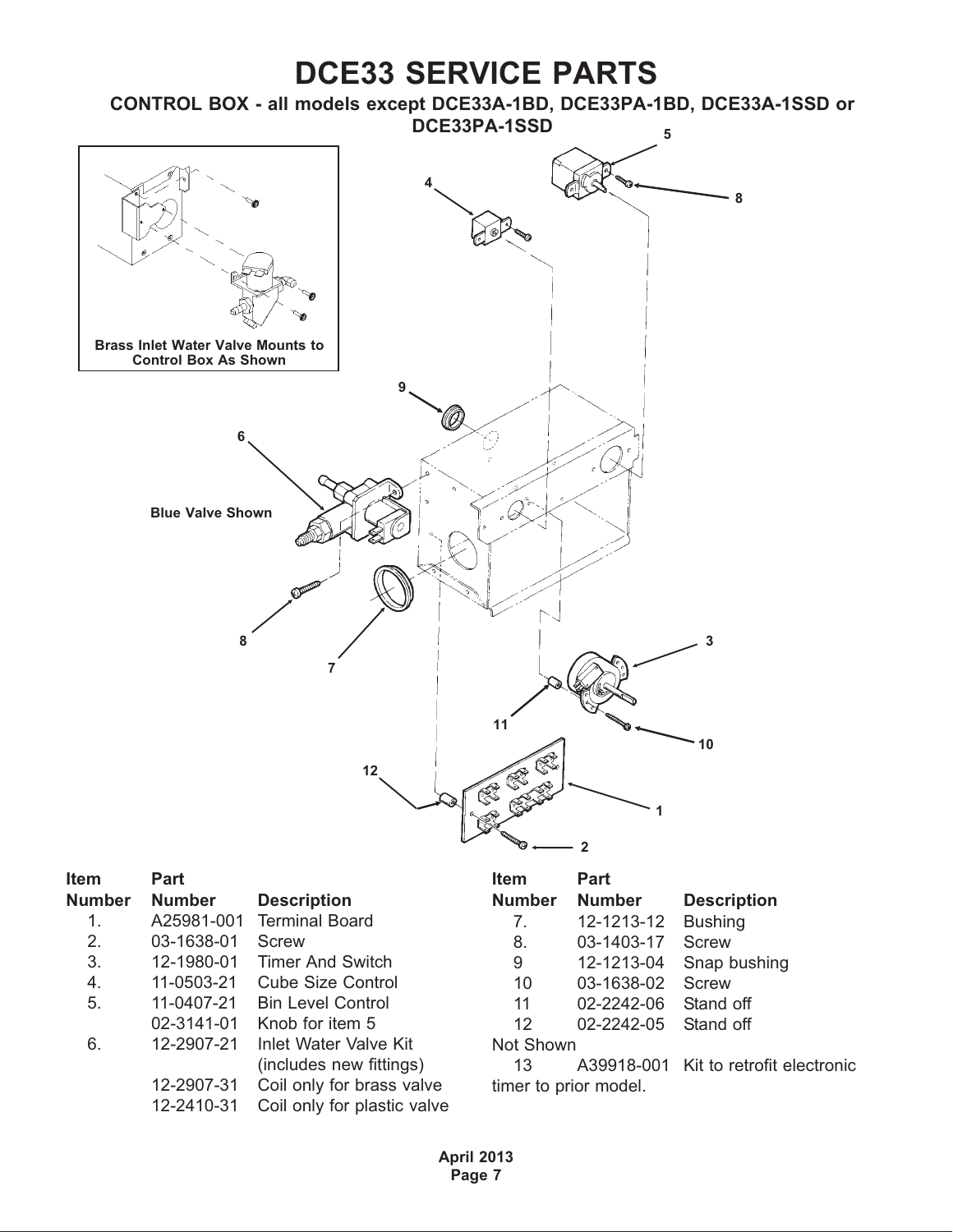# DCE33 SERVICE PARTS

## CONTROL BOX - all models except DCE33A-1BD, DCE33PA-1BD, DCE33A-1SSD or DCE33PA-1SSD

**Brass Inlet Water Valve Mounts to Control Box As Shown**

**Blue Valve Shown**

| Item Number | Part Number | Description |
|---|---|---|
| 1. | A25981-001 | Terminal Board |
| 2. | 03-1638-01 | Screw |
| 3. | 12-1980-01 | Timer And Switch |
| 4. | 11-0503-21 | Cube Size Control |
| 5. | 11-0407-21 | Bin Level Control |
| | 02-3141-01 | Knob for item 5 |
| 6. | 12-2907-21 | Inlet Water Valve Kit (includes new fittings) |
| | 12-2907-31 | Coil only for brass valve |
| | 12-2410-31 | Coil only for plastic valve |
| 7. | 12-1213-12 | Bushing |
| 8. | 03-1403-17 | Screw |
| 9 | 12-1213-04 | Snap bushing |
| 10 | 03-1638-02 | Screw |
| 11 | 02-2242-06 | Stand off |
| 12 | 02-2242-05 | Stand off |
| Not Shown | | |
| 13 | A39918-001 | Kit to retrofit electronic timer to prior model. |

April 2013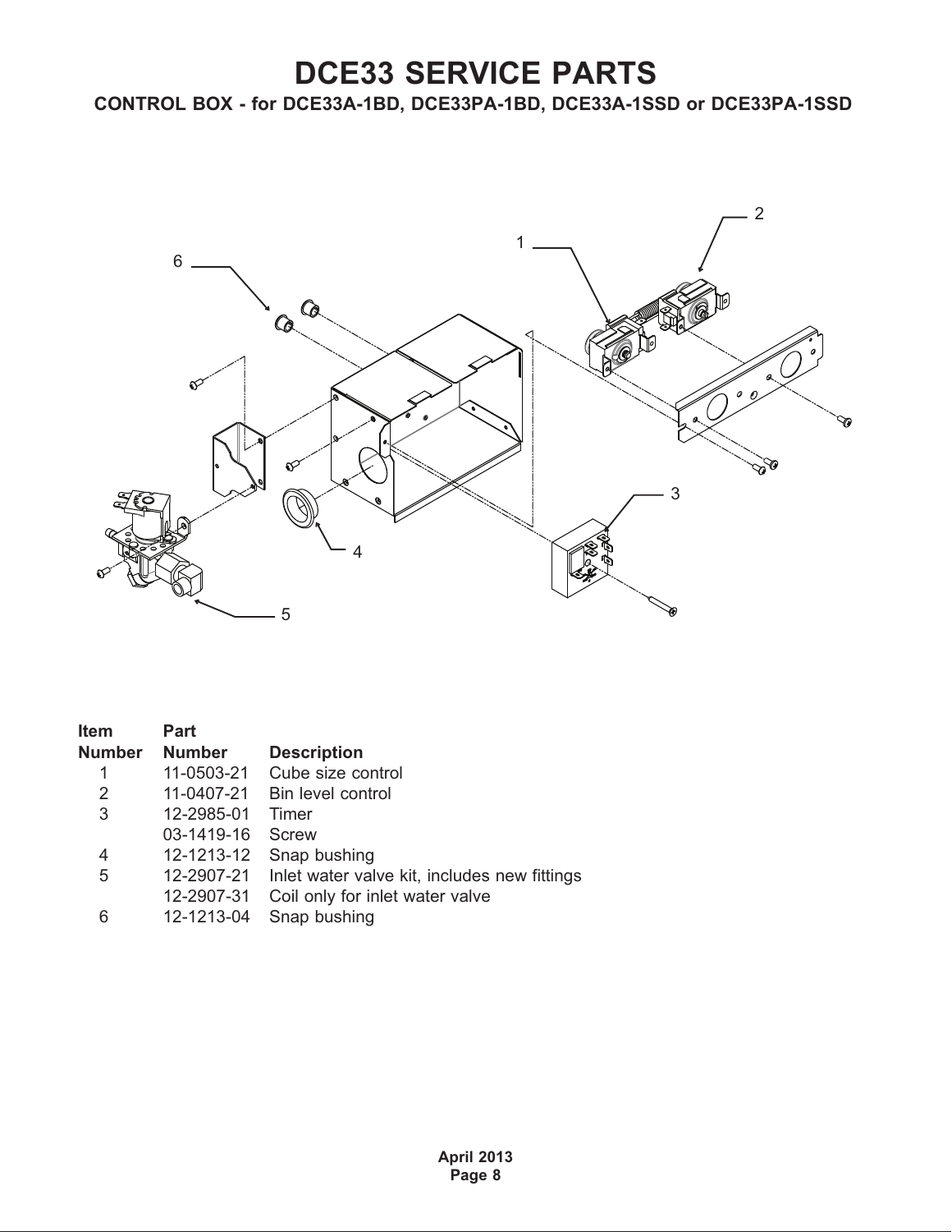# DCE33 SERVICE PARTS

## CONTROL BOX - for DCE33A-1BD, DCE33PA-1BD, DCE33A-1SSD or DCE33PA-1SSD

| Item Number | Part Number | Description |
|---|---|---|
| 1 | 11-0503-21 | Cube size control |
| 2 | 11-0407-21 | Bin level control |
| 3 | 12-2985-01 | Timer |
| | 03-1419-16 | Screw |
| 4 | 12-1213-12 | Snap bushing |
| 5 | 12-2907-21 | Inlet water valve kit, includes new fittings |
| | 12-2907-31 | Coil only for inlet water valve |
| 6 | 12-1213-04 | Snap bushing |

April 2013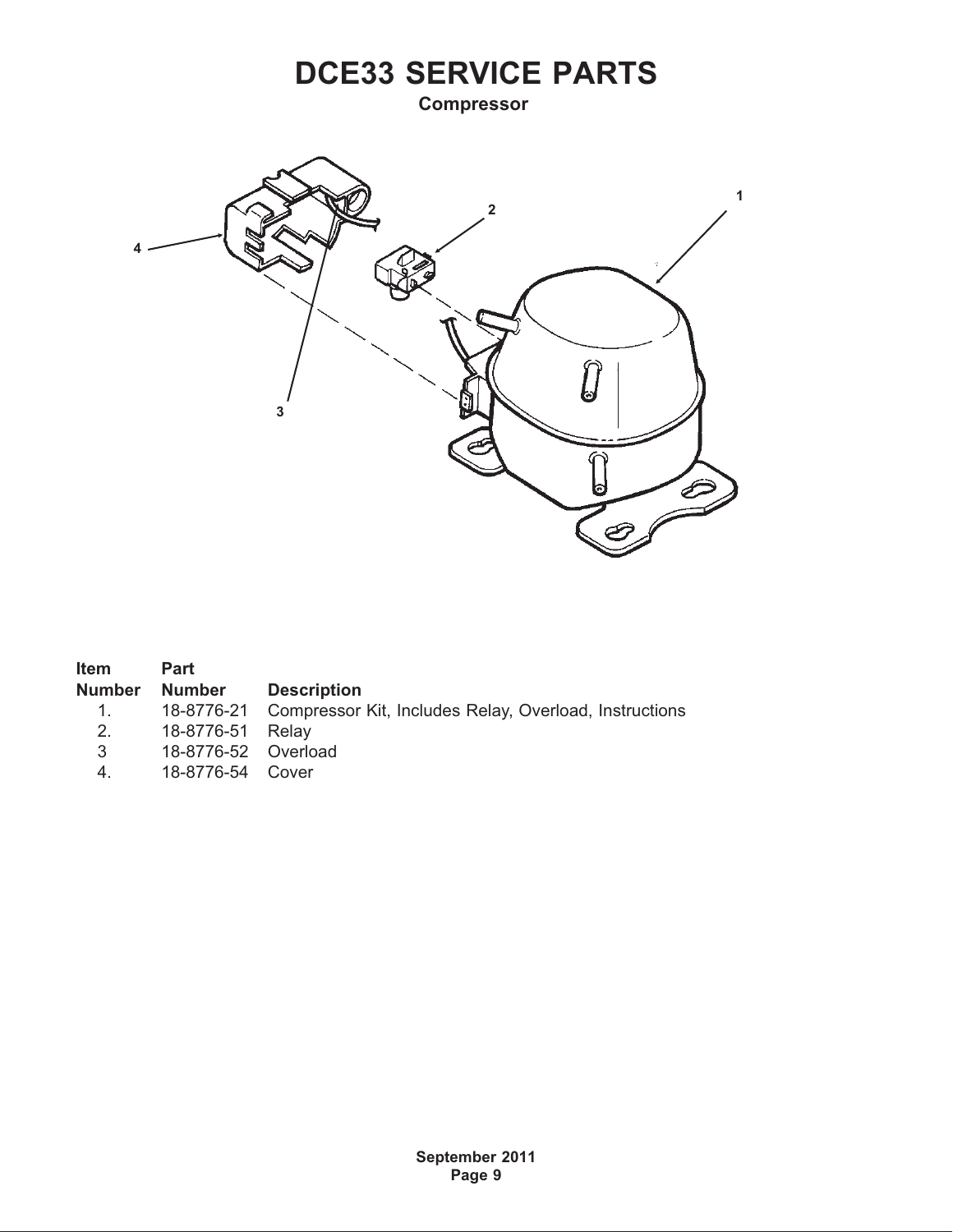# DCE33 SERVICE PARTS

**Compressor**

| Item Number | Part Number | Description |
|---|---|---|
| 1. | 18-8776-21 | Compressor Kit, Includes Relay, Overload, Instructions |
| 2. | 18-8776-51 | Relay |
| 3 | 18-8776-52 | Overload |
| 4. | 18-8776-54 | Cover |

September 2011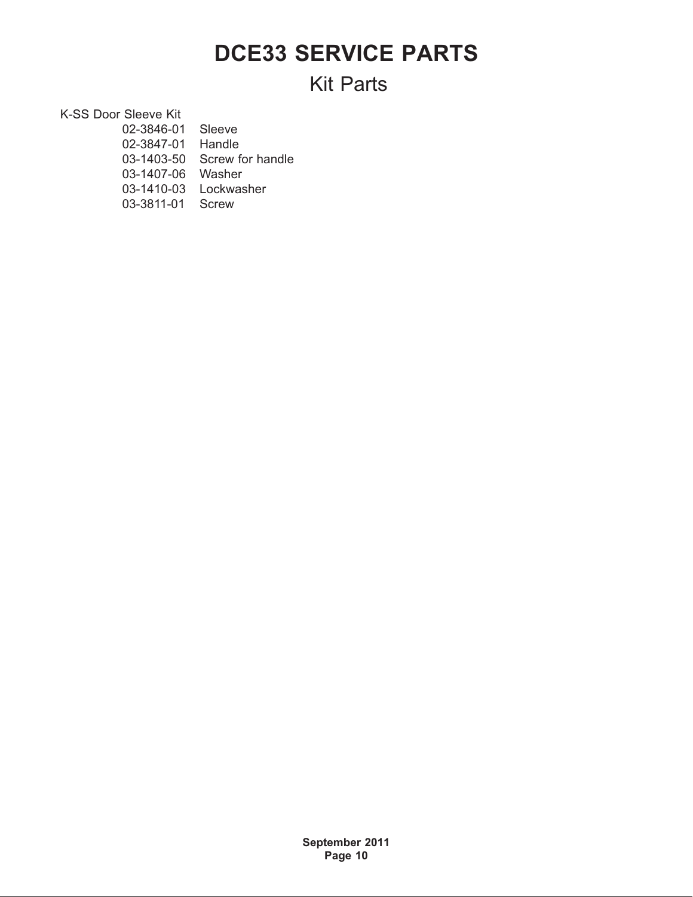# DCE33 SERVICE PARTS

## Kit Parts

K-SS Door Sleeve Kit

| Part Number | Description |
| --- | --- |
| 02-3846-01 | Sleeve |
| 02-3847-01 | Handle |
| 03-1403-50 | Screw for handle |
| 03-1407-06 | Washer |
| 03-1410-03 | Lockwasher |
| 03-3811-01 | Screw |

September 2011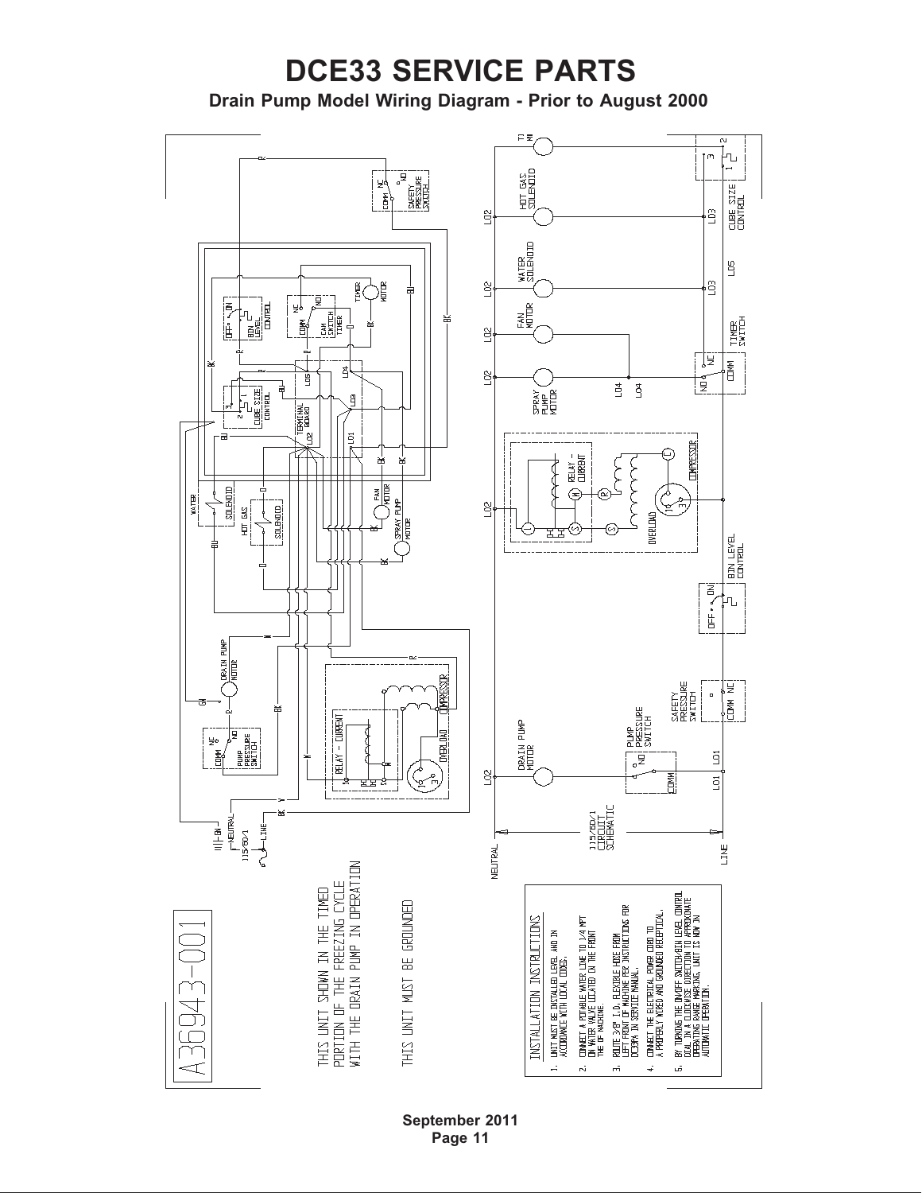# DCE33 SERVICE PARTS

## Drain Pump Model Wiring Diagram - Prior to August 2000

A36943-001

THIS UNIT SHOWN IN THE TIMED PORTION OF THE FREEZING CYCLE WITH THE DRAIN PUMP IN OPERATION

THIS UNIT MUST BE GROUNDED

INSTALLATION INSTRUCTIONS

1. UNIT MUST BE INSTALLED LEVEL AND IN ACCORDANCE WITH LOCAL CODES.
2. CONNECT A POTABLE WATER LINE TO 1/4 MPT ON WATER VALVE LOCATED ON THE FRONT THE OF MACHINE.
3. ROUTE 3/8" I.D. FLEXIBLE HOSE FROM LEFT FRONT OF MACHINE PER INSTRUCTIONS FOR DCE33 IN SERVICE MANUAL.
4. CONNECT THE ELECTRICAL POWER CORD TO A PROPERLY WIRED AND GROUNDED RECEPTICAL.
5. BY TURNING THE ON/OFF SWITCH/BIN LEVEL CONTROL DIAL IN A CLOCKWISE DIRECTION TO APPROXIMATE OPERATING RANGE MARKING, UNIT IS NOW IN AUTOMATIC OPERATION.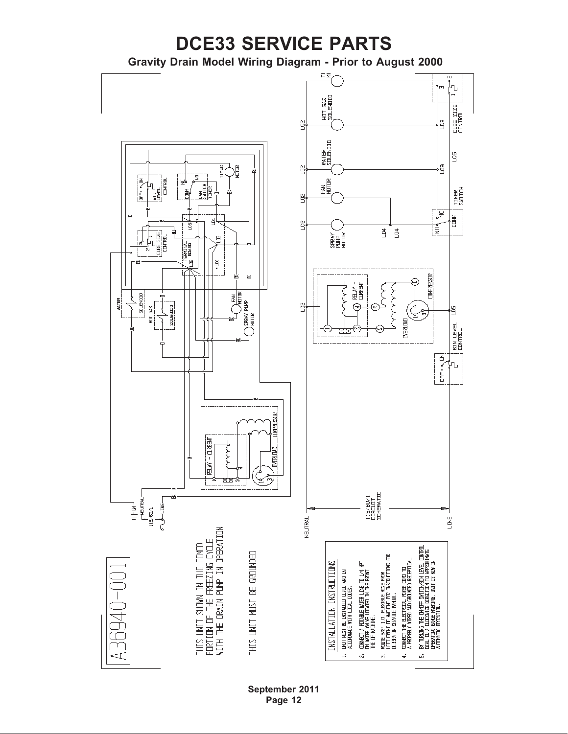# DCE33 SERVICE PARTS

## Gravity Drain Model Wiring Diagram - Prior to August 2000

A36940-001

THIS UNIT SHOWN IN THE TIMED PORTION OF THE FREEZING CYCLE WITH THE DRAIN PUMP IN OPERATION

THIS UNIT MUST BE GROUNDED

### INSTALLATION INSTRUCTIONS

1. UNIT MUST BE INSTALLED LEVEL AND IN ACCORDANCE WITH LOCAL CODES.
2. CONNECT A POTABLE WATER LINE TO 1/4 NPT ON WATER VALVE LOCATED IN THE FRONT THE OF MACHINE.
3. ROUTE 3/8" I.D. FLEXIBLE HOSE FROM LEFT FRONT OF MACHINE PER INSTRUCTIONS FOR DC33PA IN SERVICE MANUAL.
4. CONNECT THE ELECTRICAL POWER CORD TO A PROPERLY WIRED AND GROUNDED RECEPTICAL.
5. BY TURNING THE ON/OFF SWITCH/BIN LEVEL CONTROL DIAL IN A CLOCKWISE DIRECTION TO APPROXIMATE OPERATING RANGE MARKING, UNIT IS NOW IN AUTOMATIC OPERATION.

September 2011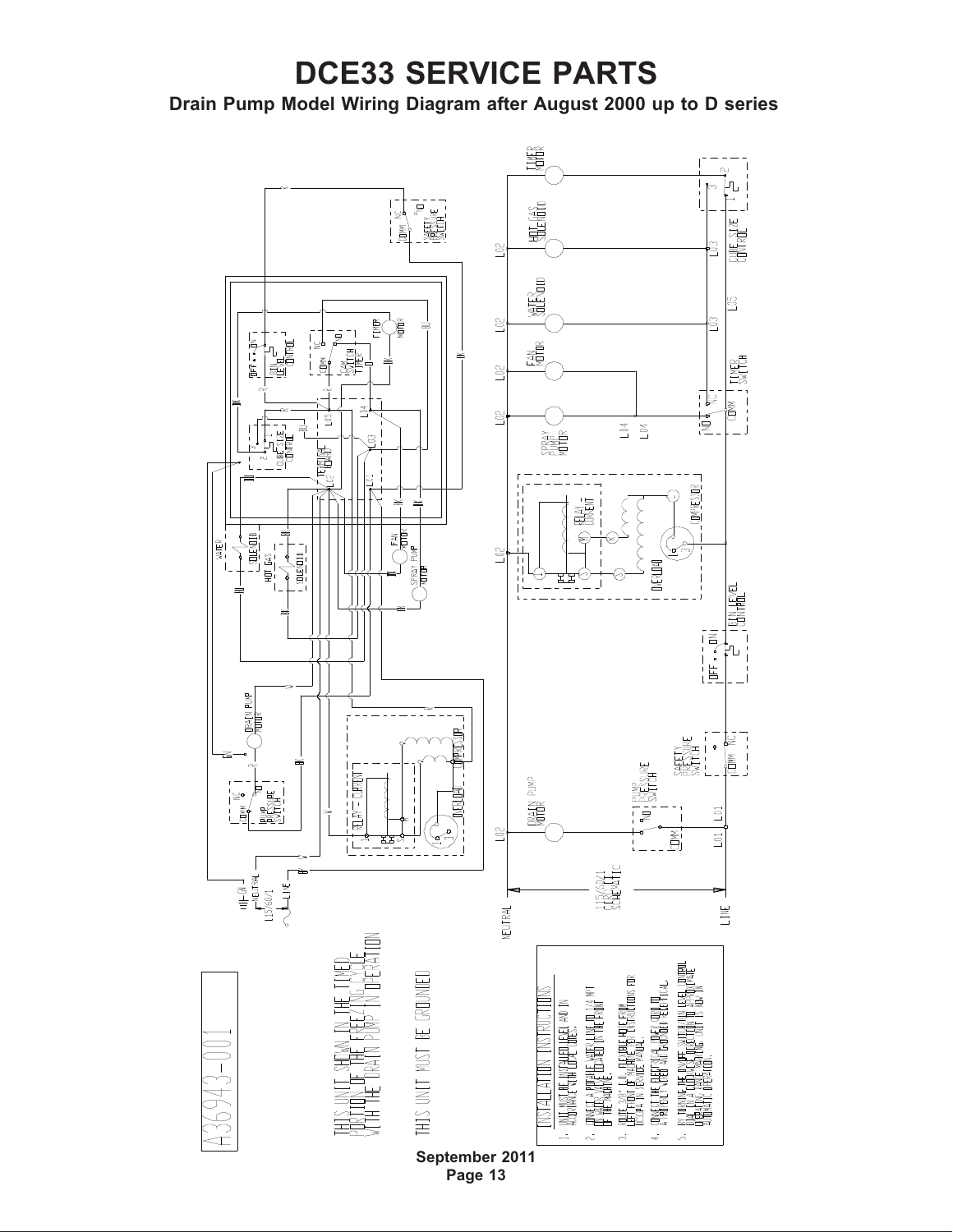# DCE33 SERVICE PARTS

**Drain Pump Model Wiring Diagram after August 2000 up to D series**

A36943-001

THIS UNIT SHOWN IN THE TIMED PORTION OF THE FREEZING CYCLE WITH THE DRAIN PUMP IN OPERATION

THIS UNIT MUST BE GROUNDED

INSTALLATION INSTRUCTIONS

1. UNIT MUST BE INSTALLED LEVEL AND IN ACCORDANCE WITH LOCAL CODES.
2. CONNECT A POTABLE WATER LINE TO 1/4 NPT OF THE WATER LINE LOCATED ON THE FRONT OF THE MACHINE.
3. ROUTE DRAIN LINE (FLEXIBLE HOSE) FROM LEFT FRONT OF MACHINE. SEE INSTRUCTIONS FOR DETAIL IN SERVICE MANUAL.
4. CONNECT THE ELECTRICAL POWER SUPPLY TO A PROPERLY SIZED AND GROUNDED RECEPTACLE.
5. BY TURNING THE ON/OFF SWITCH ON BIN LEVEL CONTROL TO ON POSITION, THE UNIT WILL BEGIN ITS AUTOMATIC OPERATION.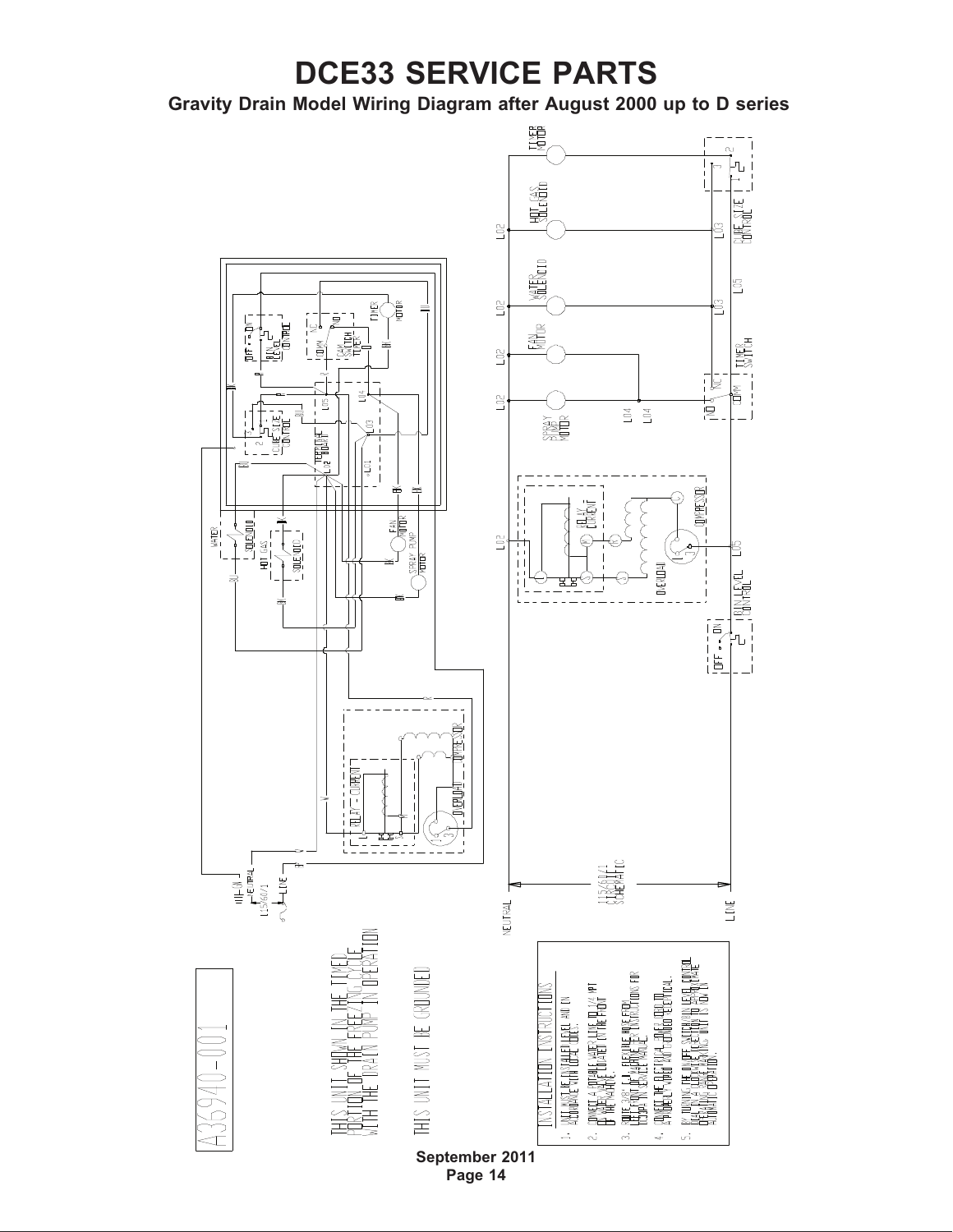# DCE33 SERVICE PARTS

**Gravity Drain Model Wiring Diagram after August 2000 up to D series**

A35940-001

THIS UNIT SHOWN IN THE TIMED PORTION OF THE FREEZING CYCLE WITH THE DRAIN PUMP IN OPERATION

THIS UNIT MUST BE GROUNDED

INSTALLATION INSTRUCTIONS

1. UNIT MUST BE INSTALLED LEVEL AND IN ACCORDANCE WITH LOCAL CODES.
2. CONNECT A POTABLE WATER LINE TO 1/4 MPT OF WATER VALVE LOCATED IN THE FRONT OF THE MACHINE.
3. CONNECT DRAIN LINE. SEE INSTRUCTIONS FOR HOOKUP.
4. CONNECT THE ELECTRICAL SUPPLY TO A PROPERLY WIRED AND GROUNDED ELECTRICAL.
5. BY TURNING THE ON/OFF SWITCH/BIN LEVEL CONTROL TO THE ON POSITION THE UNIT IS IN AUTOMATIC OPERATION.

September 2011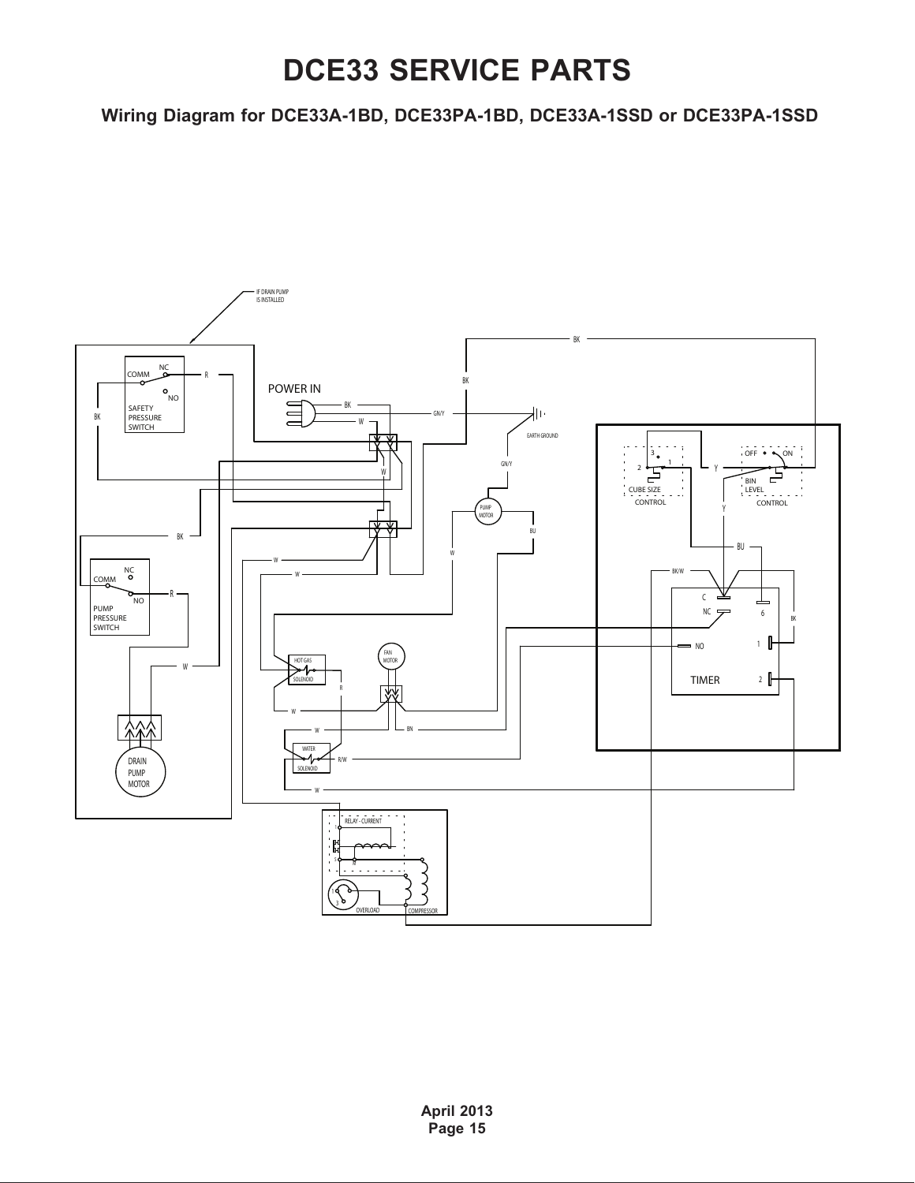# DCE33 SERVICE PARTS

## Wiring Diagram for DCE33A-1BD, DCE33PA-1BD, DCE33A-1SSD or DCE33PA-1SSD

IF DRAIN PUMP IS INSTALLED

COMM NC NO R BK SAFETY PRESSURE SWITCH

POWER IN BK W GN/Y EARTH GROUND

BK BK

3 1 2 CUBE SIZE CONTROL Y OFF ON BIN LEVEL CONTROL Y

GN/Y PUMP MOTOR BU W

BK NC COMM NO R PUMP PRESSURE SWITCH

W W BU BK/W C NC 6 BK

NO 1 TIMER 2

W HOT GAS SOLENOID R FAN MOTOR

W

W BN WATER SOLENOID R/W

W

DRAIN PUMP MOTOR

RELAY - CURRENT 1 S M 3 OVERLOAD COMPRESSOR

April 2013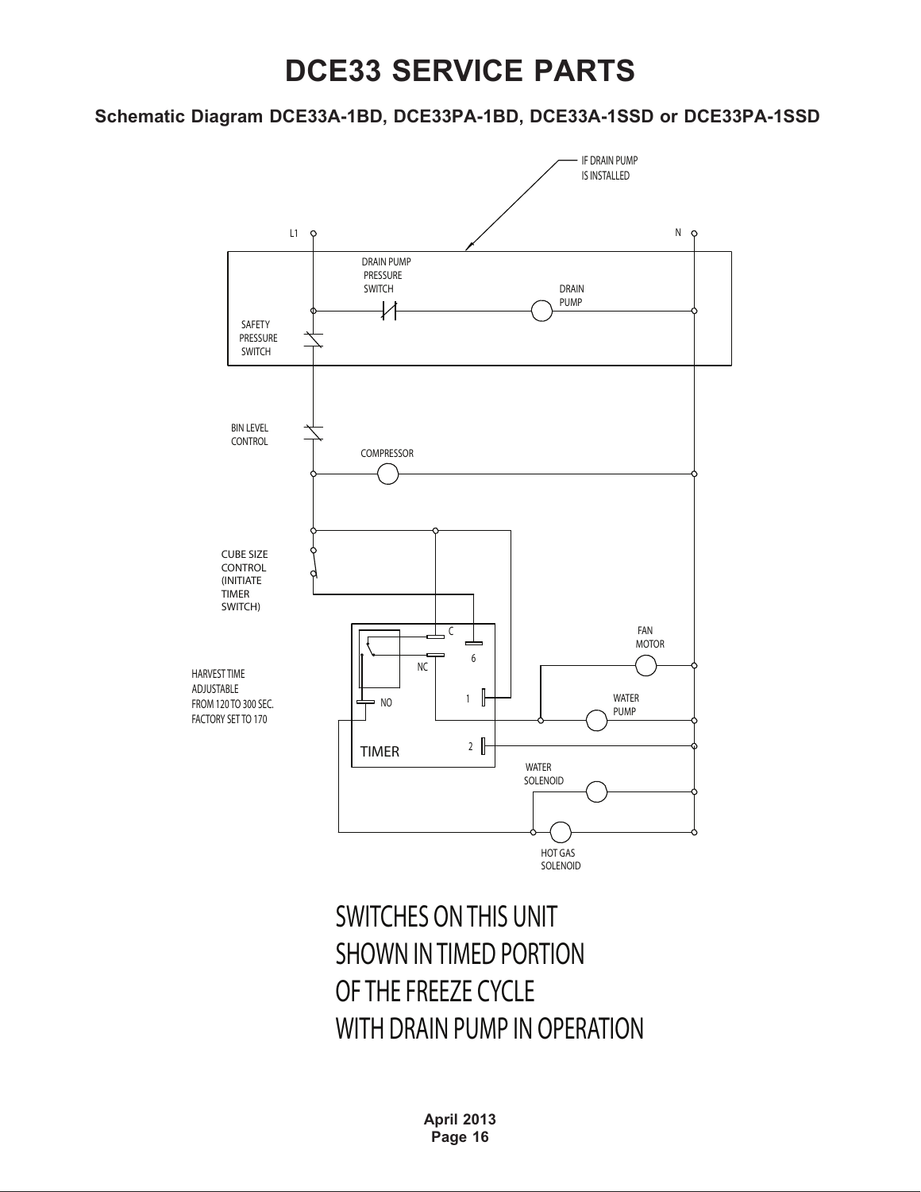# DCE33 SERVICE PARTS

**Schematic Diagram DCE33A-1BD, DCE33PA-1BD, DCE33A-1SSD or DCE33PA-1SSD**

IF DRAIN PUMP IS INSTALLED

L1

N

DRAIN PUMP PRESSURE SWITCH

DRAIN PUMP

SAFETY PRESSURE SWITCH

BIN LEVEL CONTROL

COMPRESSOR

CUBE SIZE CONTROL (INITIATE TIMER SWITCH)

HARVEST TIME ADJUSTABLE FROM 120 TO 300 SEC. FACTORY SET TO 170

C

NC

NO

6

1

2

TIMER

FAN MOTOR

WATER PUMP

WATER SOLENOID

HOT GAS SOLENOID

SWITCHES ON THIS UNIT
SHOWN IN TIMED PORTION
OF THE FREEZE CYCLE
WITH DRAIN PUMP IN OPERATION